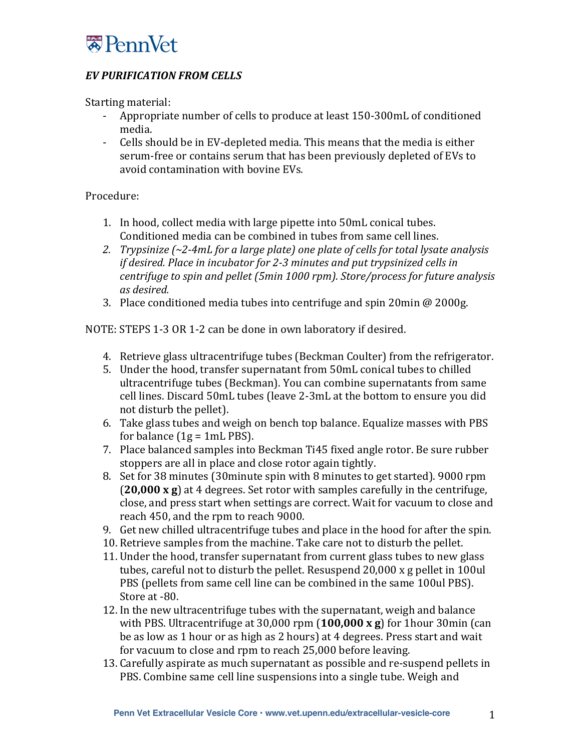PennVet

***EV PURIFICATION FROM CELLS***

Starting material:

- Appropriate number of cells to produce at least 150-300mL of conditioned media.
- Cells should be in EV-depleted media. This means that the media is either serum-free or contains serum that has been previously depleted of EVs to avoid contamination with bovine EVs.

Procedure:

1. In hood, collect media with large pipette into 50mL conical tubes. Conditioned media can be combined in tubes from same cell lines.
2. *Trypsinize (~2-4mL for a large plate) one plate of cells for total lysate analysis if desired. Place in incubator for 2-3 minutes and put trypsinized cells in centrifuge to spin and pellet (5min 1000 rpm). Store/process for future analysis as desired.*
3. Place conditioned media tubes into centrifuge and spin 20min @ 2000g.

NOTE: STEPS 1-3 OR 1-2 can be done in own laboratory if desired.

4. Retrieve glass ultracentrifuge tubes (Beckman Coulter) from the refrigerator.
5. Under the hood, transfer supernatant from 50mL conical tubes to chilled ultracentrifuge tubes (Beckman). You can combine supernatants from same cell lines. Discard 50mL tubes (leave 2-3mL at the bottom to ensure you did not disturb the pellet).
6. Take glass tubes and weigh on bench top balance. Equalize masses with PBS for balance (1g = 1mL PBS).
7. Place balanced samples into Beckman Ti45 fixed angle rotor. Be sure rubber stoppers are all in place and close rotor again tightly.
8. Set for 38 minutes (30minute spin with 8 minutes to get started). 9000 rpm (**20,000 x g**) at 4 degrees. Set rotor with samples carefully in the centrifuge, close, and press start when settings are correct. Wait for vacuum to close and reach 450, and the rpm to reach 9000.
9. Get new chilled ultracentrifuge tubes and place in the hood for after the spin.
10. Retrieve samples from the machine. Take care not to disturb the pellet.
11. Under the hood, transfer supernatant from current glass tubes to new glass tubes, careful not to disturb the pellet. Resuspend 20,000 x g pellet in 100ul PBS (pellets from same cell line can be combined in the same 100ul PBS). Store at -80.
12. In the new ultracentrifuge tubes with the supernatant, weigh and balance with PBS. Ultracentrifuge at 30,000 rpm (**100,000 x g**) for 1hour 30min (can be as low as 1 hour or as high as 2 hours) at 4 degrees. Press start and wait for vacuum to close and rpm to reach 25,000 before leaving.
13. Carefully aspirate as much supernatant as possible and re-suspend pellets in PBS. Combine same cell line suspensions into a single tube. Weigh and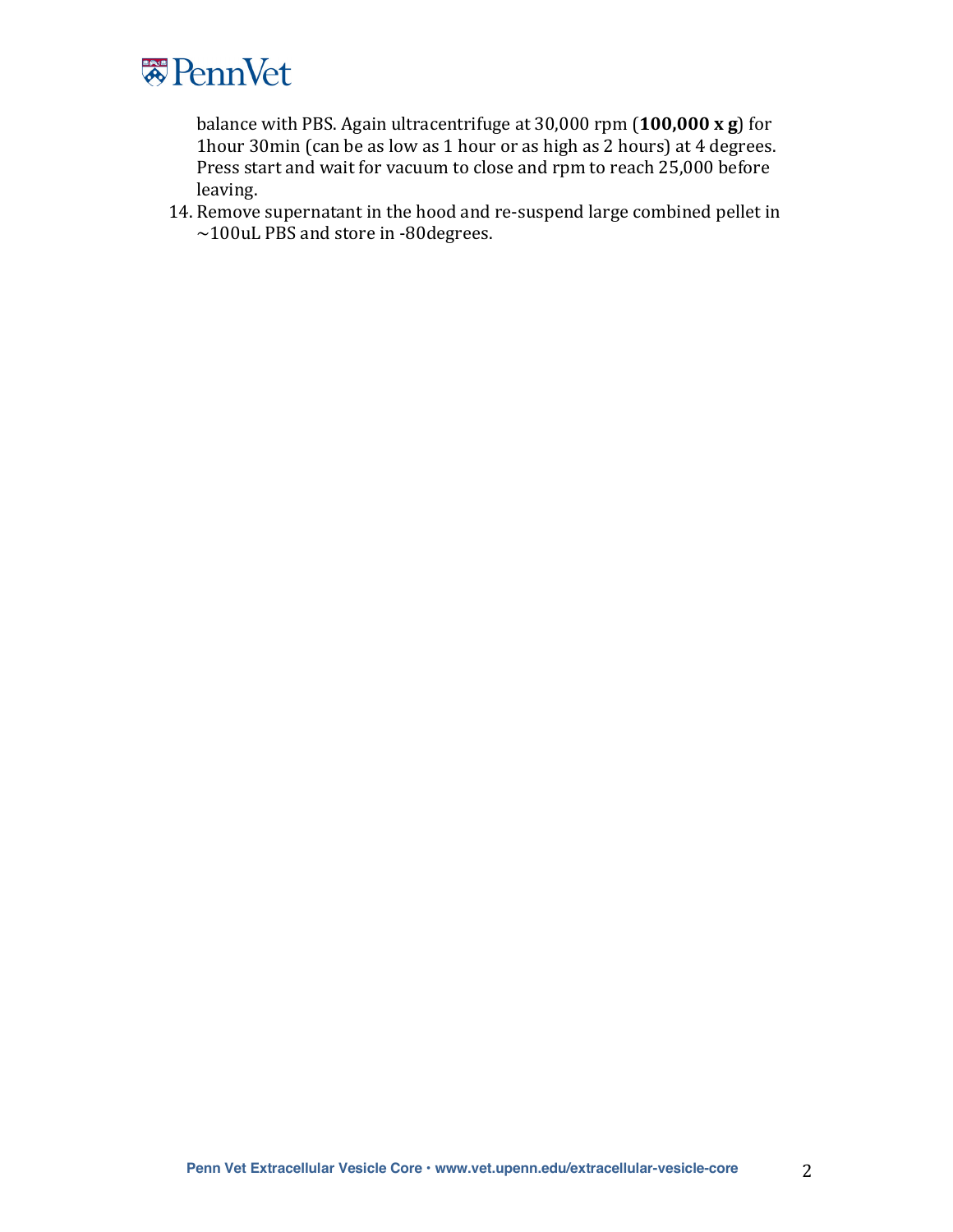balance with PBS. Again ultracentrifuge at 30,000 rpm (**100,000 x g**) for 1hour 30min (can be as low as 1 hour or as high as 2 hours) at 4 degrees. Press start and wait for vacuum to close and rpm to reach 25,000 before leaving.

14. Remove supernatant in the hood and re-suspend large combined pellet in ~100uL PBS and store in -80degrees.